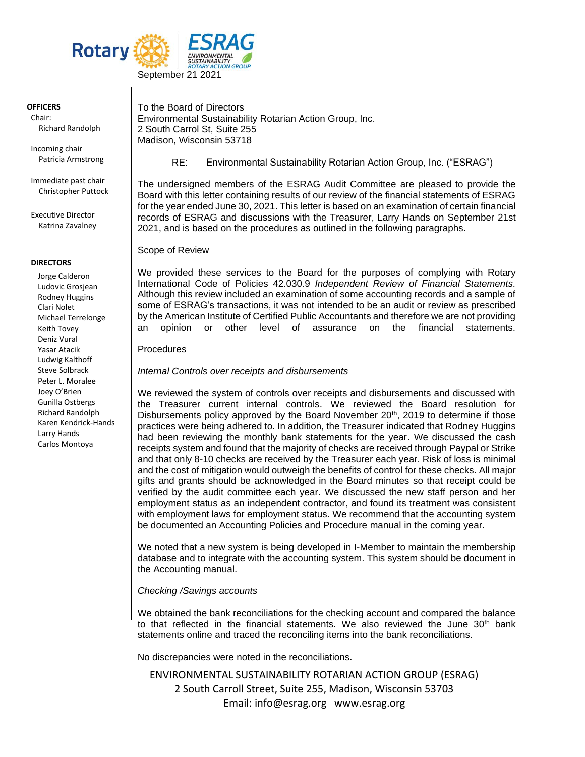September 21 2021

**OFFICERS**

Chair:
Richard Randolph

Incoming chair
Patricia Armstrong

Immediate past chair
Christopher Puttock

Executive Director
Katrina Zavalney

**DIRECTORS**

Jorge Calderon
Ludovic Grosjean
Rodney Huggins
Clari Nolet
Michael Terrelonge
Keith Tovey
Deniz Vural
Yasar Atacik
Ludwig Kalthoff
Steve Solbrack
Peter L. Moralee
Joey O'Brien
Gunilla Ostbergs
Richard Randolph
Karen Kendrick-Hands
Larry Hands
Carlos Montoya

To the Board of Directors
Environmental Sustainability Rotarian Action Group, Inc.
2 South Carrol St, Suite 255
Madison, Wisconsin 53718

RE: Environmental Sustainability Rotarian Action Group, Inc. ("ESRAG")

The undersigned members of the ESRAG Audit Committee are pleased to provide the Board with this letter containing results of our review of the financial statements of ESRAG for the year ended June 30, 2021. This letter is based on an examination of certain financial records of ESRAG and discussions with the Treasurer, Larry Hands on September 21st 2021, and is based on the procedures as outlined in the following paragraphs.

Scope of Review

We provided these services to the Board for the purposes of complying with Rotary International Code of Policies 42.030.9 *Independent Review of Financial Statements*. Although this review included an examination of some accounting records and a sample of some of ESRAG's transactions, it was not intended to be an audit or review as prescribed by the American Institute of Certified Public Accountants and therefore we are not providing an opinion or other level of assurance on the financial statements.

Procedures

*Internal Controls over receipts and disbursements*

We reviewed the system of controls over receipts and disbursements and discussed with the Treasurer current internal controls. We reviewed the Board resolution for Disbursements policy approved by the Board November 20th, 2019 to determine if those practices were being adhered to. In addition, the Treasurer indicated that Rodney Huggins had been reviewing the monthly bank statements for the year. We discussed the cash receipts system and found that the majority of checks are received through Paypal or Strike and that only 8-10 checks are received by the Treasurer each year. Risk of loss is minimal and the cost of mitigation would outweigh the benefits of control for these checks. All major gifts and grants should be acknowledged in the Board minutes so that receipt could be verified by the audit committee each year. We discussed the new staff person and her employment status as an independent contractor, and found its treatment was consistent with employment laws for employment status. We recommend that the accounting system be documented an Accounting Policies and Procedure manual in the coming year.

We noted that a new system is being developed in I-Member to maintain the membership database and to integrate with the accounting system. This system should be document in the Accounting manual.

*Checking /Savings accounts*

We obtained the bank reconciliations for the checking account and compared the balance to that reflected in the financial statements. We also reviewed the June 30th bank statements online and traced the reconciling items into the bank reconciliations.

No discrepancies were noted in the reconciliations.

ENVIRONMENTAL SUSTAINABILITY ROTARIAN ACTION GROUP (ESRAG)
2 South Carroll Street, Suite 255, Madison, Wisconsin 53703
Email: info@esrag.org www.esrag.org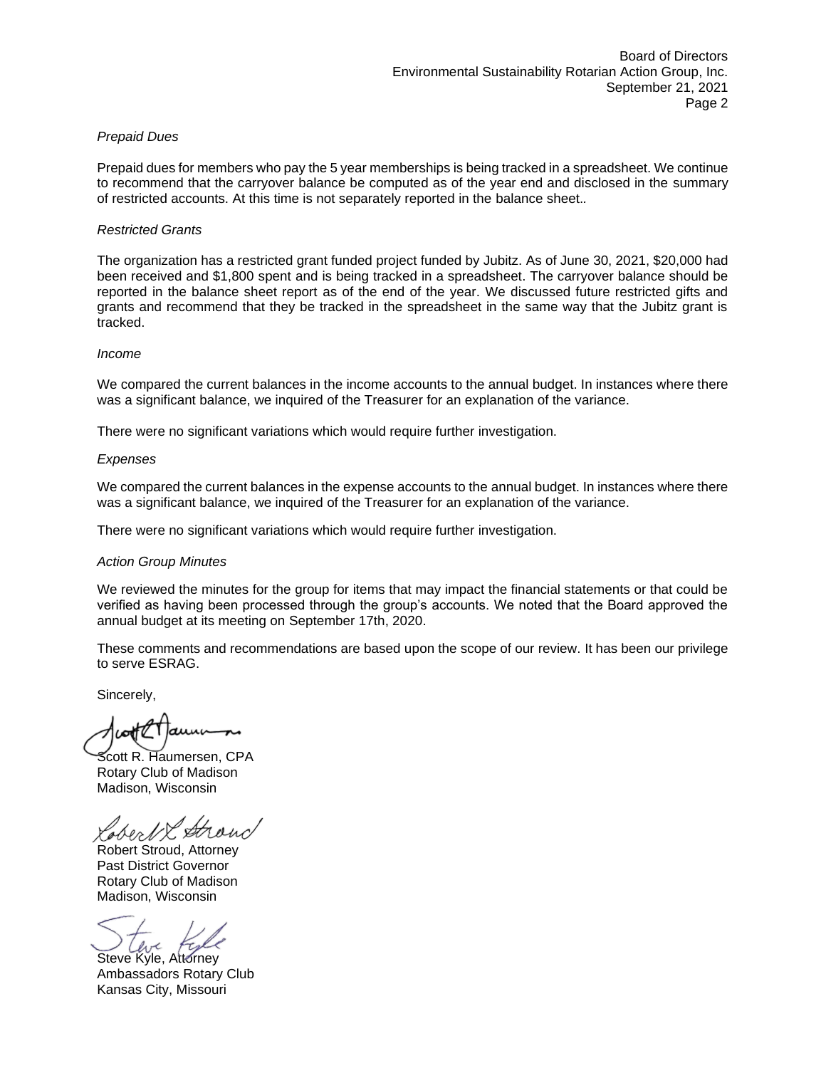*Prepaid Dues*

Prepaid dues for members who pay the 5 year memberships is being tracked in a spreadsheet. We continue to recommend that the carryover balance be computed as of the year end and disclosed in the summary of restricted accounts. At this time is not separately reported in the balance sheet..

*Restricted Grants*

The organization has a restricted grant funded project funded by Jubitz. As of June 30, 2021, $20,000 had been received and $1,800 spent and is being tracked in a spreadsheet. The carryover balance should be reported in the balance sheet report as of the end of the year. We discussed future restricted gifts and grants and recommend that they be tracked in the spreadsheet in the same way that the Jubitz grant is tracked.

*Income*

We compared the current balances in the income accounts to the annual budget. In instances where there was a significant balance, we inquired of the Treasurer for an explanation of the variance.

There were no significant variations which would require further investigation.

*Expenses*

We compared the current balances in the expense accounts to the annual budget. In instances where there was a significant balance, we inquired of the Treasurer for an explanation of the variance.

There were no significant variations which would require further investigation.

*Action Group Minutes*

We reviewed the minutes for the group for items that may impact the financial statements or that could be verified as having been processed through the group's accounts. We noted that the Board approved the annual budget at its meeting on September 17th, 2020.

These comments and recommendations are based upon the scope of our review. It has been our privilege to serve ESRAG.

Sincerely,

Scott R. Haumersen, CPA
Rotary Club of Madison
Madison, Wisconsin

Robert Stroud, Attorney
Past District Governor
Rotary Club of Madison
Madison, Wisconsin

Steve Kyle, Attorney
Ambassadors Rotary Club
Kansas City, Missouri